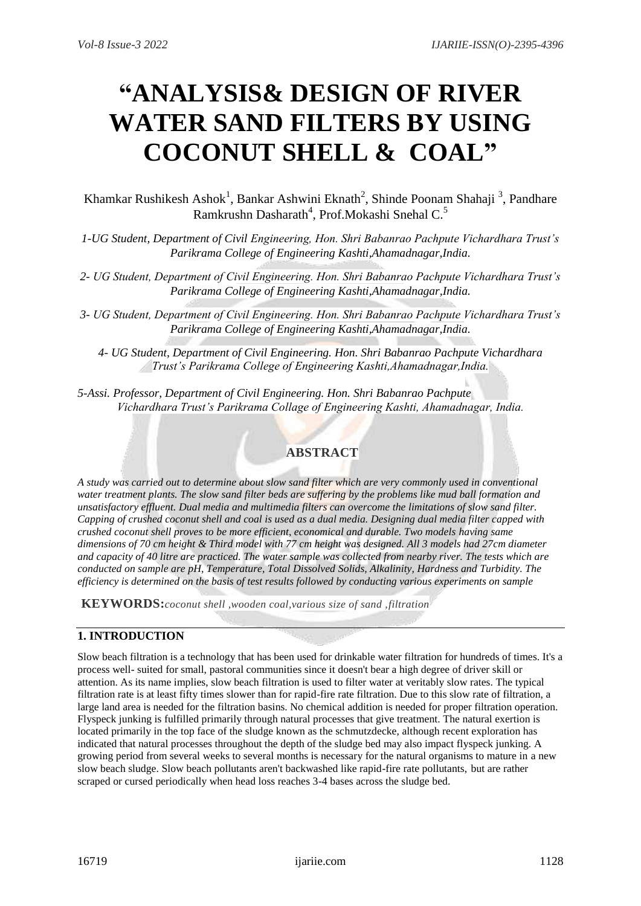# "ANALYSIS& DESIGN OF RIVER WATER SAND FILTERS BY USING COCONUT SHELL & COAL"

Khamkar Rushikesh Ashok[1], Bankar Ashwini Eknath[2], Shinde Poonam Shahaji [3], Pandhare Ramkrushn Dasharath[4], Prof.Mokashi Snehal C.[5]

*1-UG Student, Department of Civil Engineering, Hon. Shri Babanrao Pachpute Vichardhara Trust's Parikrama College of Engineering Kashti,Ahamadnagar,India.*

*2- UG Student, Department of Civil Engineering. Hon. Shri Babanrao Pachpute Vichardhara Trust's Parikrama College of Engineering Kashti,Ahamadnagar,India.*

*3- UG Student, Department of Civil Engineering. Hon. Shri Babanrao Pachpute Vichardhara Trust's Parikrama College of Engineering Kashti,Ahamadnagar,India.*

*4- UG Student, Department of Civil Engineering. Hon. Shri Babanrao Pachpute Vichardhara Trust's Parikrama College of Engineering Kashti,Ahamadnagar,India.*

*5-Assi. Professor, Department of Civil Engineering. Hon. Shri Babanrao Pachpute Vichardhara Trust's Parikrama Collage of Engineering Kashti, Ahamadnagar, India.*

## ABSTRACT

*A study was carried out to determine about slow sand filter which are very commonly used in conventional water treatment plants. The slow sand filter beds are suffering by the problems like mud ball formation and unsatisfactory effluent. Dual media and multimedia filters can overcome the limitations of slow sand filter. Capping of crushed coconut shell and coal is used as a dual media. Designing dual media filter capped with crushed coconut shell proves to be more efficient, economical and durable. Two models having same dimensions of 70 cm height & Third model with 77 cm height was designed. All 3 models had 27cm diameter and capacity of 40 litre are practiced. The water sample was collected from nearby river. The tests which are conducted on sample are pH, Temperature, Total Dissolved Solids, Alkalinity, Hardness and Turbidity. The efficiency is determined on the basis of test results followed by conducting various experiments on sample*

**KEYWORDS:** *coconut shell ,wooden coal,various size of sand ,filtration*

## 1. INTRODUCTION

Slow beach filtration is a technology that has been used for drinkable water filtration for hundreds of times. It's a process well- suited for small, pastoral communities since it doesn't bear a high degree of driver skill or attention. As its name implies, slow beach filtration is used to filter water at veritably slow rates. The typical filtration rate is at least fifty times slower than for rapid-fire rate filtration. Due to this slow rate of filtration, a large land area is needed for the filtration basins. No chemical addition is needed for proper filtration operation. Flyspeck junking is fulfilled primarily through natural processes that give treatment. The natural exertion is located primarily in the top face of the sludge known as the schmutzdecke, although recent exploration has indicated that natural processes throughout the depth of the sludge bed may also impact flyspeck junking. A growing period from several weeks to several months is necessary for the natural organisms to mature in a new slow beach sludge. Slow beach pollutants aren't backwashed like rapid-fire rate pollutants, but are rather scraped or cursed periodically when head loss reaches 3-4 bases across the sludge bed.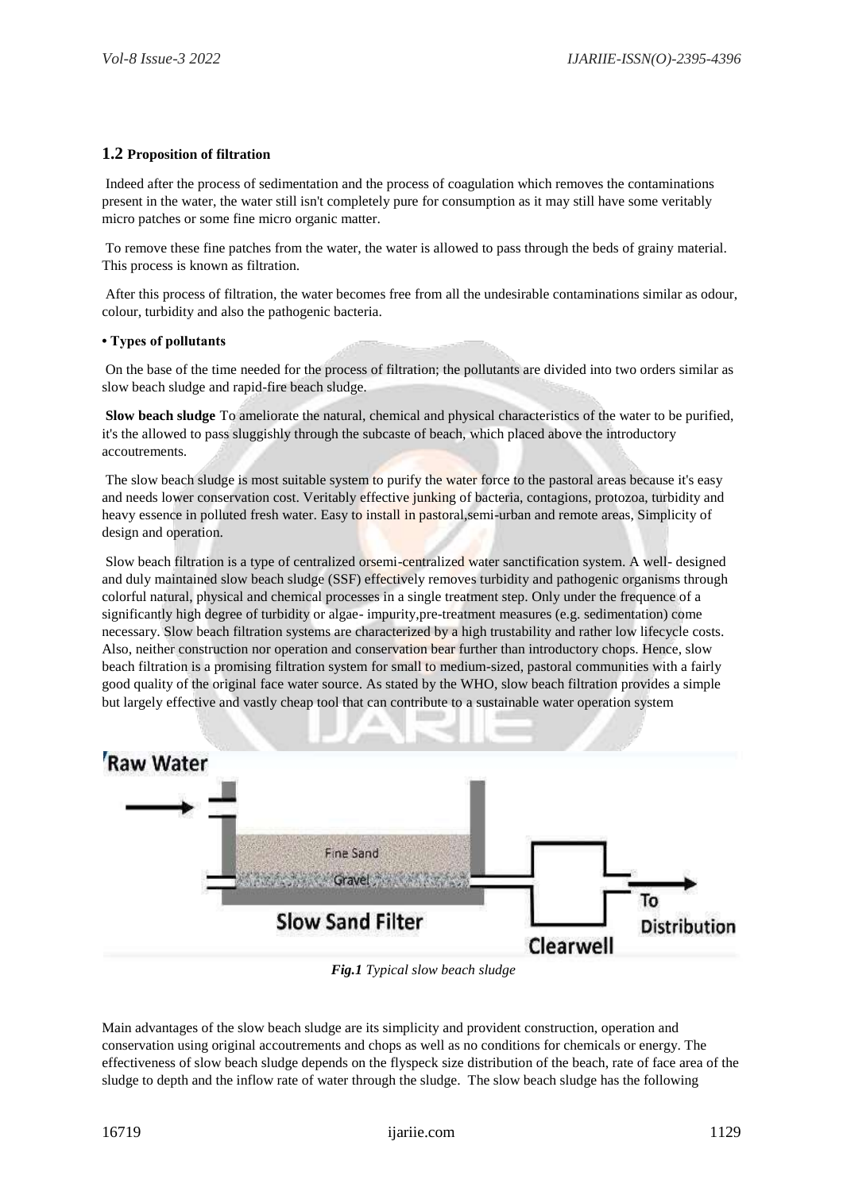## 1.2 Proposition of filtration

Indeed after the process of sedimentation and the process of coagulation which removes the contaminations present in the water, the water still isn't completely pure for consumption as it may still have some veritably micro patches or some fine micro organic matter.

To remove these fine patches from the water, the water is allowed to pass through the beds of grainy material. This process is known as filtration.

After this process of filtration, the water becomes free from all the undesirable contaminations similar as odour, colour, turbidity and also the pathogenic bacteria.

**• Types of pollutants**

On the base of the time needed for the process of filtration; the pollutants are divided into two orders similar as slow beach sludge and rapid-fire beach sludge.

**Slow beach sludge** To ameliorate the natural, chemical and physical characteristics of the water to be purified, it's the allowed to pass sluggishly through the subcaste of beach, which placed above the introductory accoutrements.

The slow beach sludge is most suitable system to purify the water force to the pastoral areas because it's easy and needs lower conservation cost. Veritably effective junking of bacteria, contagions, protozoa, turbidity and heavy essence in polluted fresh water. Easy to install in pastoral,semi-urban and remote areas, Simplicity of design and operation.

Slow beach filtration is a type of centralized orsemi-centralized water sanctification system. A well- designed and duly maintained slow beach sludge (SSF) effectively removes turbidity and pathogenic organisms through colorful natural, physical and chemical processes in a single treatment step. Only under the frequence of a significantly high degree of turbidity or algae- impurity,pre-treatment measures (e.g. sedimentation) come necessary. Slow beach filtration systems are characterized by a high trustability and rather low lifecycle costs. Also, neither construction nor operation and conservation bear further than introductory chops. Hence, slow beach filtration is a promising filtration system for small to medium-sized, pastoral communities with a fairly good quality of the original face water source. As stated by the WHO, slow beach filtration provides a simple but largely effective and vastly cheap tool that can contribute to a sustainable water operation system

*Fig.1 Typical slow beach sludge*

Main advantages of the slow beach sludge are its simplicity and provident construction, operation and conservation using original accoutrements and chops as well as no conditions for chemicals or energy. The effectiveness of slow beach sludge depends on the flyspeck size distribution of the beach, rate of face area of the sludge to depth and the inflow rate of water through the sludge. The slow beach sludge has the following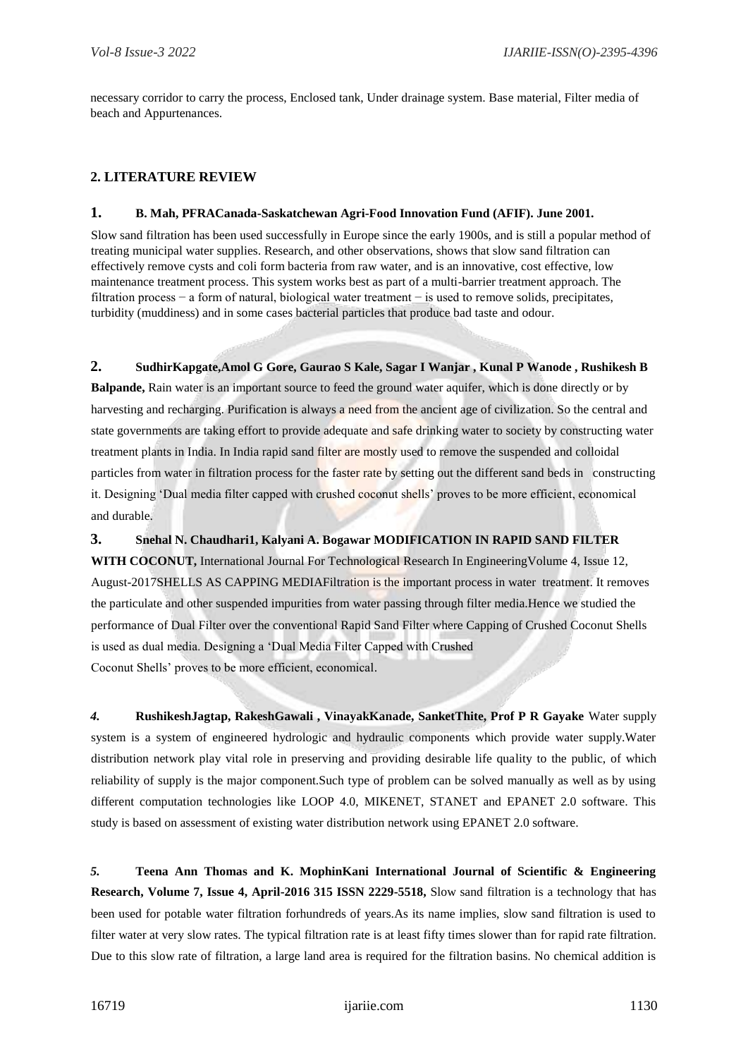necessary corridor to carry the process, Enclosed tank, Under drainage system. Base material, Filter media of beach and Appurtenances.

## 2. LITERATURE REVIEW

### 1. B. Mah, PFRACanada-Saskatchewan Agri-Food Innovation Fund (AFIF). June 2001.

Slow sand filtration has been used successfully in Europe since the early 1900s, and is still a popular method of treating municipal water supplies. Research, and other observations, shows that slow sand filtration can effectively remove cysts and coli form bacteria from raw water, and is an innovative, cost effective, low maintenance treatment process. This system works best as part of a multi-barrier treatment approach. The filtration process − a form of natural, biological water treatment − is used to remove solids, precipitates, turbidity (muddiness) and in some cases bacterial particles that produce bad taste and odour.

**2. SudhirKapgate,Amol G Gore, Gaurao S Kale, Sagar I Wanjar , Kunal P Wanode , Rushikesh B Balpande,** Rain water is an important source to feed the ground water aquifer, which is done directly or by harvesting and recharging. Purification is always a need from the ancient age of civilization. So the central and state governments are taking effort to provide adequate and safe drinking water to society by constructing water treatment plants in India. In India rapid sand filter are mostly used to remove the suspended and colloidal particles from water in filtration process for the faster rate by setting out the different sand beds in constructing it. Designing 'Dual media filter capped with crushed coconut shells' proves to be more efficient, economical and durable.

**3. Snehal N. Chaudhari1, Kalyani A. Bogawar MODIFICATION IN RAPID SAND FILTER WITH COCONUT,** International Journal For Technological Research In EngineeringVolume 4, Issue 12, August-2017SHELLS AS CAPPING MEDIAFiltration is the important process in water treatment. It removes the particulate and other suspended impurities from water passing through filter media.Hence we studied the performance of Dual Filter over the conventional Rapid Sand Filter where Capping of Crushed Coconut Shells is used as dual media. Designing a 'Dual Media Filter Capped with Crushed Coconut Shells' proves to be more efficient, economical.

***4.* RushikeshJagtap, RakeshGawali , VinayakKanade, SanketThite, Prof P R Gayake** Water supply system is a system of engineered hydrologic and hydraulic components which provide water supply.Water distribution network play vital role in preserving and providing desirable life quality to the public, of which reliability of supply is the major component.Such type of problem can be solved manually as well as by using different computation technologies like LOOP 4.0, MIKENET, STANET and EPANET 2.0 software. This study is based on assessment of existing water distribution network using EPANET 2.0 software.

***5.* Teena Ann Thomas and K. MophinKani International Journal of Scientific & Engineering Research, Volume 7, Issue 4, April-2016 315 ISSN 2229-5518,** Slow sand filtration is a technology that has been used for potable water filtration forhundreds of years.As its name implies, slow sand filtration is used to filter water at very slow rates. The typical filtration rate is at least fifty times slower than for rapid rate filtration. Due to this slow rate of filtration, a large land area is required for the filtration basins. No chemical addition is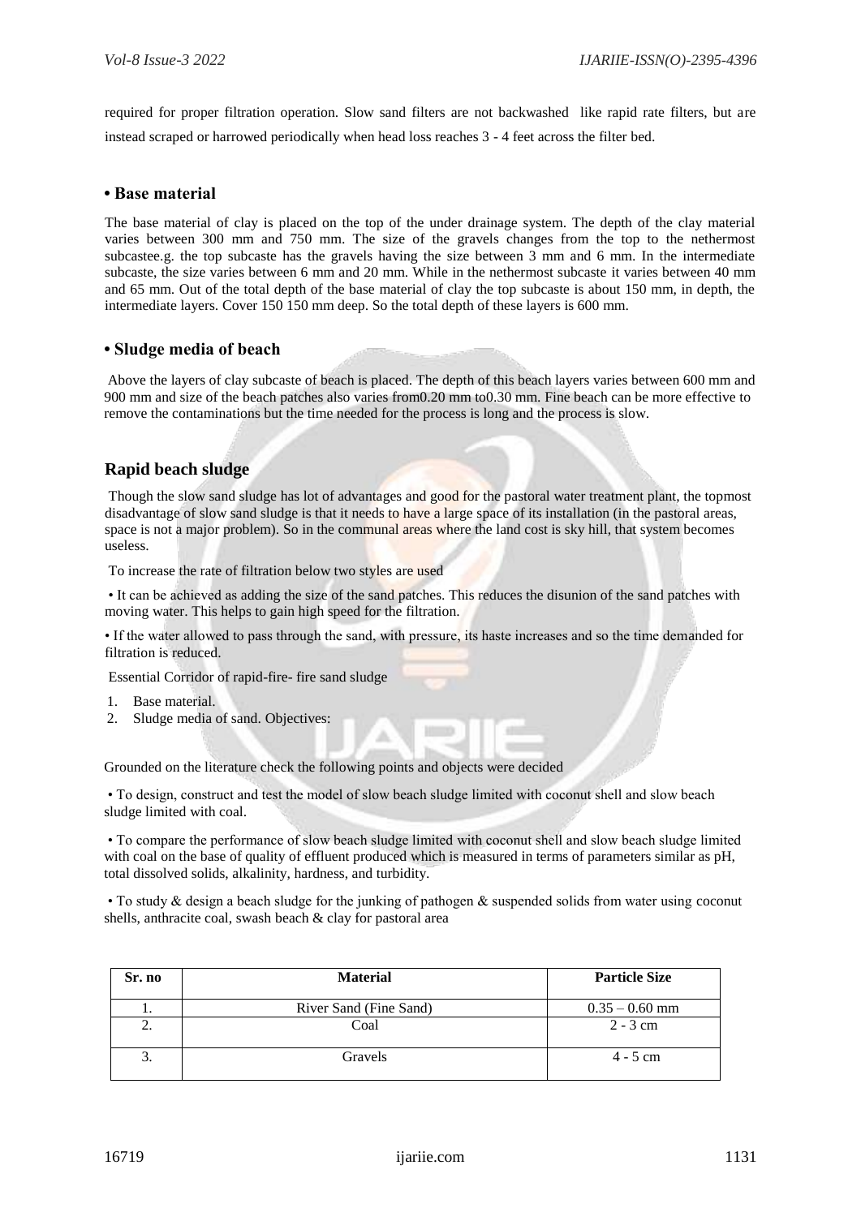required for proper filtration operation. Slow sand filters are not backwashed like rapid rate filters, but are instead scraped or harrowed periodically when head loss reaches 3 - 4 feet across the filter bed.

### • Base material

The base material of clay is placed on the top of the under drainage system. The depth of the clay material varies between 300 mm and 750 mm. The size of the gravels changes from the top to the nethermost subcastee.g. the top subcaste has the gravels having the size between 3 mm and 6 mm. In the intermediate subcaste, the size varies between 6 mm and 20 mm. While in the nethermost subcaste it varies between 40 mm and 65 mm. Out of the total depth of the base material of clay the top subcaste is about 150 mm, in depth, the intermediate layers. Cover 150 150 mm deep. So the total depth of these layers is 600 mm.

### • Sludge media of beach

Above the layers of clay subcaste of beach is placed. The depth of this beach layers varies between 600 mm and 900 mm and size of the beach patches also varies from0.20 mm to0.30 mm. Fine beach can be more effective to remove the contaminations but the time needed for the process is long and the process is slow.

### Rapid beach sludge

Though the slow sand sludge has lot of advantages and good for the pastoral water treatment plant, the topmost disadvantage of slow sand sludge is that it needs to have a large space of its installation (in the pastoral areas, space is not a major problem). So in the communal areas where the land cost is sky hill, that system becomes useless.

To increase the rate of filtration below two styles are used

• It can be achieved as adding the size of the sand patches. This reduces the disunion of the sand patches with moving water. This helps to gain high speed for the filtration.

• If the water allowed to pass through the sand, with pressure, its haste increases and so the time demanded for filtration is reduced.

Essential Corridor of rapid-fire- fire sand sludge

1. Base material.
2. Sludge media of sand. Objectives:

Grounded on the literature check the following points and objects were decided

• To design, construct and test the model of slow beach sludge limited with coconut shell and slow beach sludge limited with coal.

• To compare the performance of slow beach sludge limited with coconut shell and slow beach sludge limited with coal on the base of quality of effluent produced which is measured in terms of parameters similar as pH, total dissolved solids, alkalinity, hardness, and turbidity.

• To study & design a beach sludge for the junking of pathogen & suspended solids from water using coconut shells, anthracite coal, swash beach & clay for pastoral area

| Sr. no | Material | Particle Size |
|---|---|---|
| 1. | River Sand (Fine Sand) | 0.35 – 0.60 mm |
| 2. | Coal | 2 - 3 cm |
| 3. | Gravels | 4 - 5 cm |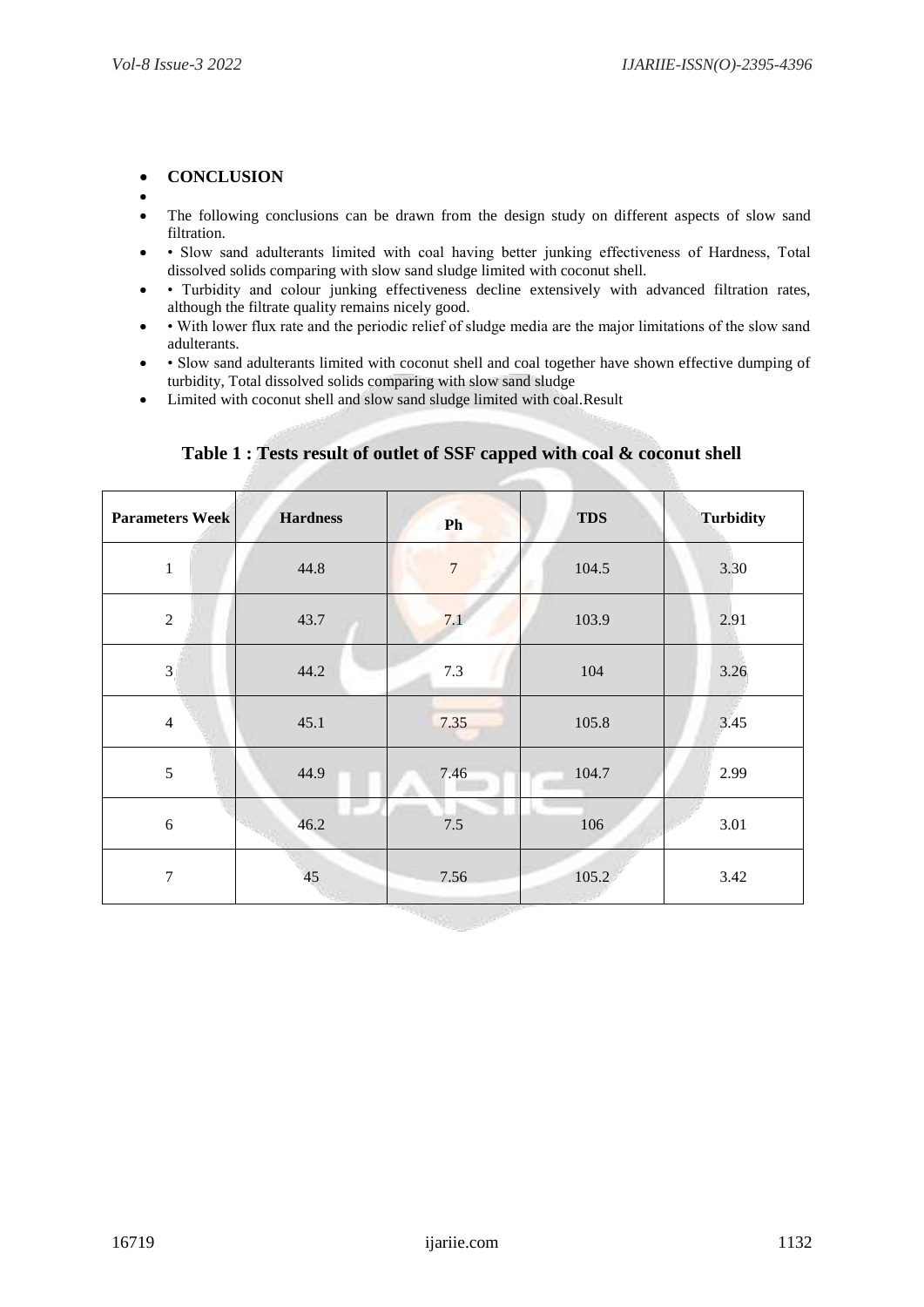- **CONCLUSION**
- 
- The following conclusions can be drawn from the design study on different aspects of slow sand filtration.
- • Slow sand adulterants limited with coal having better junking effectiveness of Hardness, Total dissolved solids comparing with slow sand sludge limited with coconut shell.
- • Turbidity and colour junking effectiveness decline extensively with advanced filtration rates, although the filtrate quality remains nicely good.
- • With lower flux rate and the periodic relief of sludge media are the major limitations of the slow sand adulterants.
- • Slow sand adulterants limited with coconut shell and coal together have shown effective dumping of turbidity, Total dissolved solids comparing with slow sand sludge
- Limited with coconut shell and slow sand sludge limited with coal.Result

### Table 1 : Tests result of outlet of SSF capped with coal & coconut shell

| Parameters Week | Hardness | Ph | TDS | Turbidity |
|---|---|---|---|---|
| 1 | 44.8 | 7 | 104.5 | 3.30 |
| 2 | 43.7 | 7.1 | 103.9 | 2.91 |
| 3 | 44.2 | 7.3 | 104 | 3.26 |
| 4 | 45.1 | 7.35 | 105.8 | 3.45 |
| 5 | 44.9 | 7.46 | 104.7 | 2.99 |
| 6 | 46.2 | 7.5 | 106 | 3.01 |
| 7 | 45 | 7.56 | 105.2 | 3.42 |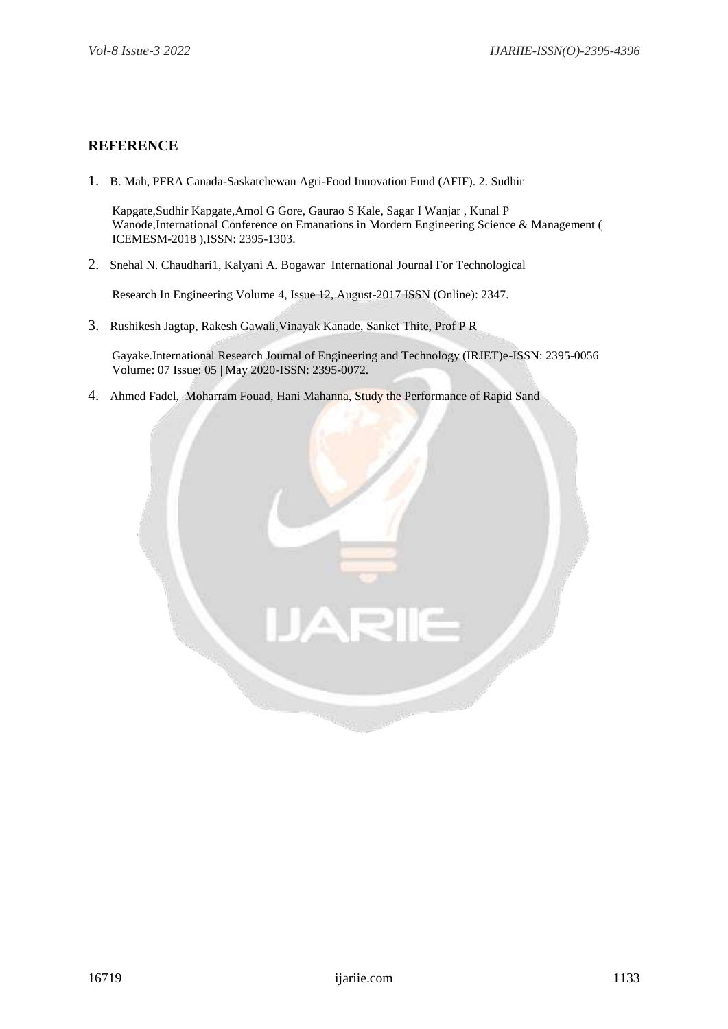## REFERENCE

1. B. Mah, PFRA Canada-Saskatchewan Agri-Food Innovation Fund (AFIF). 2. Sudhir

   Kapgate,Sudhir Kapgate,Amol G Gore, Gaurao S Kale, Sagar I Wanjar , Kunal P Wanode,International Conference on Emanations in Mordern Engineering Science & Management ( ICEMESM-2018 ),ISSN: 2395-1303.

2. Snehal N. Chaudhari1, Kalyani A. Bogawar International Journal For Technological

   Research In Engineering Volume 4, Issue 12, August-2017 ISSN (Online): 2347.

3. Rushikesh Jagtap, Rakesh Gawali,Vinayak Kanade, Sanket Thite, Prof P R

   Gayake.International Research Journal of Engineering and Technology (IRJET)e-ISSN: 2395-0056 Volume: 07 Issue: 05 | May 2020-ISSN: 2395-0072.

4. Ahmed Fadel, Moharram Fouad, Hani Mahanna, Study the Performance of Rapid Sand